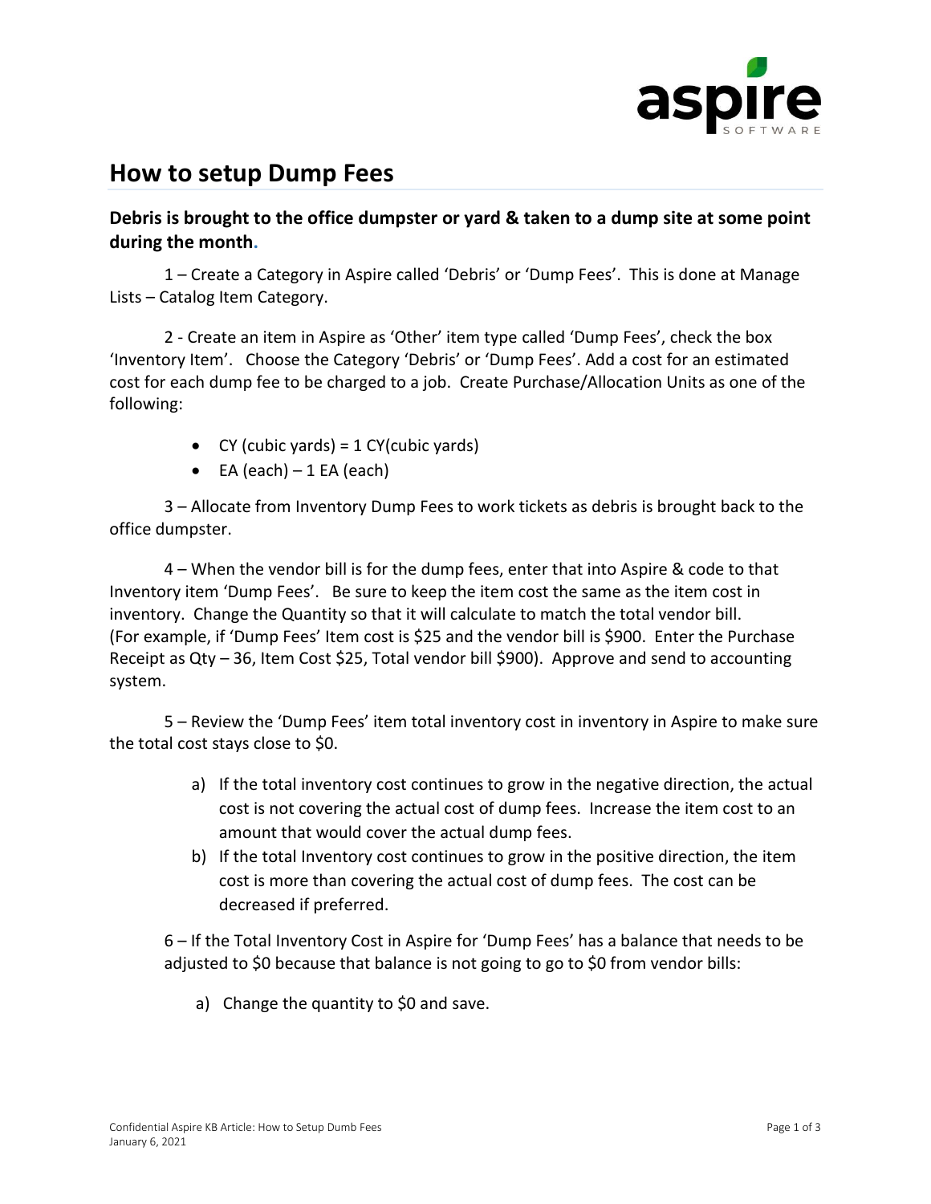# How to setup Dump Fees

**Debris is brought to the office dumpster or yard & taken to a dump site at some point during the month.**

1 – Create a Category in Aspire called 'Debris' or 'Dump Fees'. This is done at Manage Lists – Catalog Item Category.

2 - Create an item in Aspire as 'Other' item type called 'Dump Fees', check the box 'Inventory Item'. Choose the Category 'Debris' or 'Dump Fees'. Add a cost for an estimated cost for each dump fee to be charged to a job. Create Purchase/Allocation Units as one of the following:

- CY (cubic yards) = 1 CY(cubic yards)
- EA (each) – 1 EA (each)

3 – Allocate from Inventory Dump Fees to work tickets as debris is brought back to the office dumpster.

4 – When the vendor bill is for the dump fees, enter that into Aspire & code to that Inventory item 'Dump Fees'. Be sure to keep the item cost the same as the item cost in inventory. Change the Quantity so that it will calculate to match the total vendor bill. (For example, if 'Dump Fees' Item cost is $25 and the vendor bill is $900. Enter the Purchase Receipt as Qty – 36, Item Cost $25, Total vendor bill $900). Approve and send to accounting system.

5 – Review the 'Dump Fees' item total inventory cost in inventory in Aspire to make sure the total cost stays close to $0.

a) If the total inventory cost continues to grow in the negative direction, the actual cost is not covering the actual cost of dump fees. Increase the item cost to an amount that would cover the actual dump fees.
b) If the total Inventory cost continues to grow in the positive direction, the item cost is more than covering the actual cost of dump fees. The cost can be decreased if preferred.

6 – If the Total Inventory Cost in Aspire for 'Dump Fees' has a balance that needs to be adjusted to $0 because that balance is not going to go to $0 from vendor bills:

a) Change the quantity to $0 and save.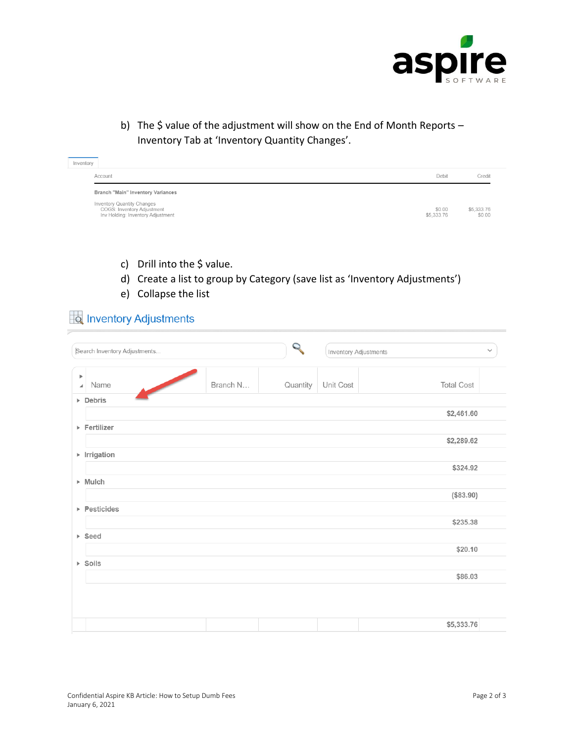b) The $ value of the adjustment will show on the End of Month Reports – Inventory Tab at ‘Inventory Quantity Changes’.

Inventory

| Account | Debit | Credit |
|---|---|---|
| **Branch "Main" Inventory Variances** | | |
| Inventory Quantity Changes | | |
| COGS: Inventory Adjustment | $0.00 | $5,333.76 |
| Inv Holding: Inventory Adjustment | $5,333.76 | $0.00 |

c) Drill into the $ value.

d) Create a list to group by Category (save list as ‘Inventory Adjustments’)

e) Collapse the list

## Inventory Adjustments

Search Inventory Adjustments...

Inventory Adjustments

| Name | Branch N... | Quantity | Unit Cost | Total Cost |
|---|---|---|---|---|
| **Debris** | | | | |
| | | | | **$2,461.60** |
| **Fertilizer** | | | | |
| | | | | **$2,289.62** |
| **Irrigation** | | | | |
| | | | | **$324.92** |
| **Mulch** | | | | |
| | | | | **($83.90)** |
| **Pesticides** | | | | |
| | | | | **$235.38** |
| **Seed** | | | | |
| | | | | **$20.10** |
| **Soils** | | | | |
| | | | | **$86.03** |
| | | | | **$5,333.76** |

Confidential Aspire KB Article: How to Setup Dumb Fees
January 6, 2021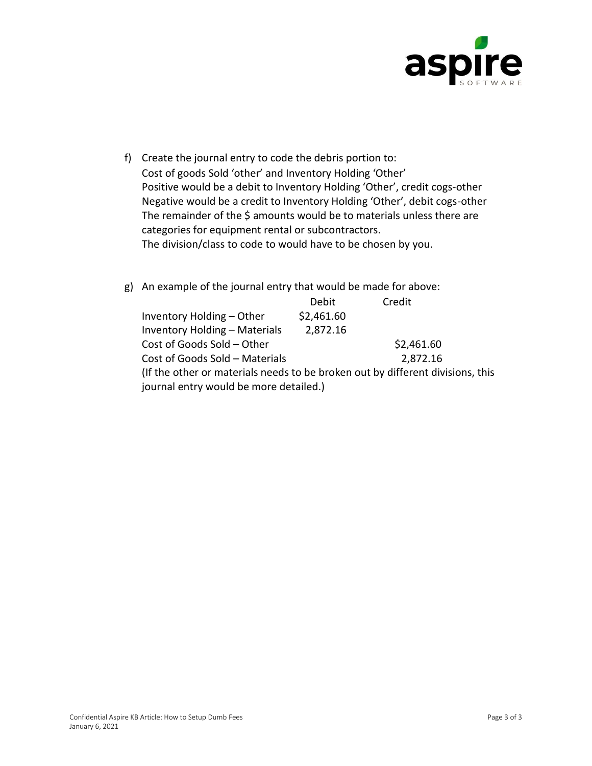f) Create the journal entry to code the debris portion to:
   Cost of goods Sold 'other' and Inventory Holding 'Other'
   Positive would be a debit to Inventory Holding 'Other', credit cogs-other
   Negative would be a credit to Inventory Holding 'Other', debit cogs-other
   The remainder of the $ amounts would be to materials unless there are categories for equipment rental or subcontractors.
   The division/class to code to would have to be chosen by you.

g) An example of the journal entry that would be made for above:

| | Debit | Credit |
|---|---|---|
| Inventory Holding – Other | $2,461.60 | |
| Inventory Holding – Materials | 2,872.16 | |
| Cost of Goods Sold – Other | | $2,461.60 |
| Cost of Goods Sold – Materials | | 2,872.16 |

   (If the other or materials needs to be broken out by different divisions, this journal entry would be more detailed.)